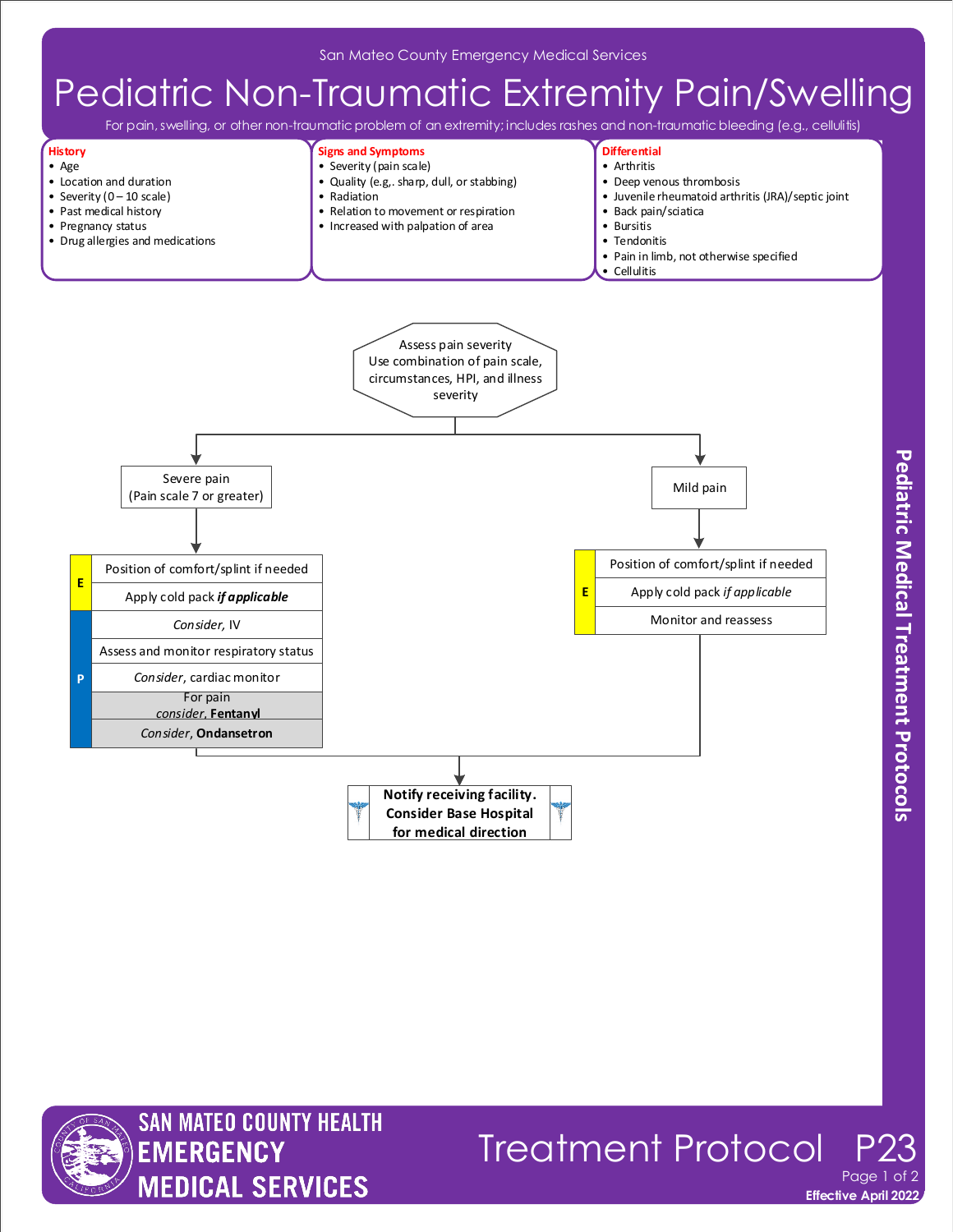San Mateo County Emergency Medical Services

# Pediatric Non-Traumatic Extremity Pain/Swelling

For pain, swelling, or other non-traumatic problem of an extremity; includes rashes and non-traumatic bleeding (e.g., cellulitis)

**History**
- Age
- Location and duration
- Severity (0 – 10 scale)
- Past medical history
- Pregnancy status
- Drug allergies and medications

**Signs and Symptoms**
- Severity (pain scale)
- Quality (e.g,. sharp, dull, or stabbing)
- Radiation
- Relation to movement or respiration
- Increased with palpation of area

**Differential**
- Arthritis
- Deep venous thrombosis
- Juvenile rheumatoid arthritis (JRA)/septic joint
- Back pain/sciatica
- Bursitis
- Tendonitis
- Pain in limb, not otherwise specified
- Cellulitis

---

**Assess pain severity**
Use combination of pain scale, circumstances, HPI, and illness severity

**Severe pain (Pain scale 7 or greater)**

| | |
|---|---|
| E | Position of comfort/splint if needed |
| E | Apply cold pack ***if applicable*** |
| P | *Consider*, IV |
| P | Assess and monitor respiratory status |
| P | *Consider*, cardiac monitor |
| P | For pain *consider*, **Fentanyl** |
| P | *Consider*, **Ondansetron** |

**Mild pain**

| | |
|---|---|
| E | Position of comfort/splint if needed |
| E | Apply cold pack *if applicable* |
| E | Monitor and reassess |

**Notify receiving facility. Consider Base Hospital for medical direction**

Pediatric Medical Treatment Protocols

SAN MATEO COUNTY HEALTH EMERGENCY MEDICAL SERVICES

Treatment Protocol P23

Effective April 2022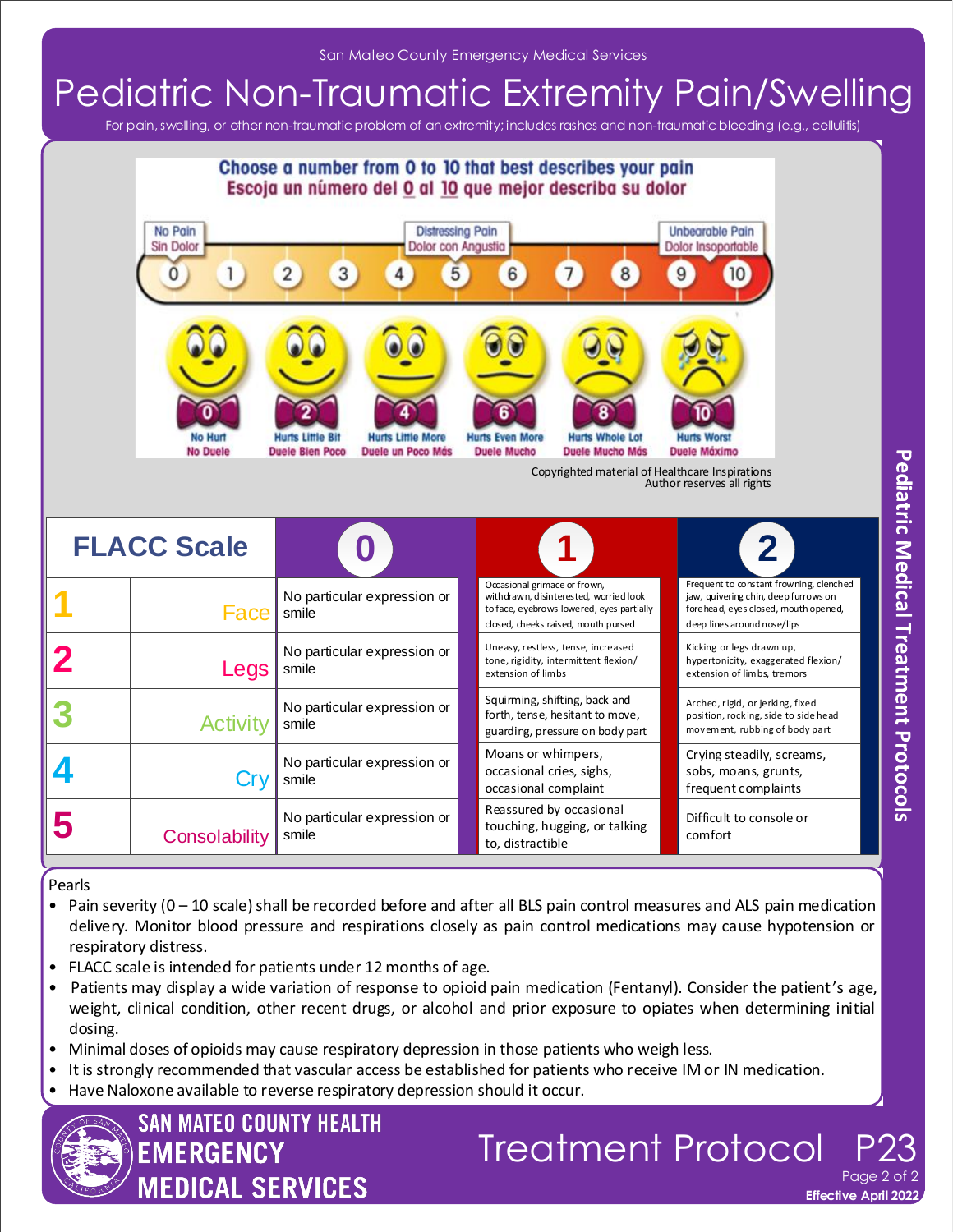San Mateo County Emergency Medical Services

# Pediatric Non-Traumatic Extremity Pain/Swelling

For pain, swelling, or other non-traumatic problem of an extremity; includes rashes and non-traumatic bleeding (e.g., cellulitis)

Choose a number from 0 to 10 that best describes your pain
Escoja un número del 0 al 10 que mejor describa su dolor

No Pain / Sin Dolor — Distressing Pain / Dolor con Angustia — Unbearable Pain / Dolor Insoportable

0 1 2 3 4 5 6 7 8 9 10

0 No Hurt / No Duele
2 Hurts Little Bit / Duele Bien Poco
4 Hurts Little More / Duele un Poco Más
6 Hurts Even More / Duele Mucho
8 Hurts Whole Lot / Duele Mucho Más
10 Hurts Worst / Duele Máximo

Copyrighted material of Healthcare Inspirations
Author reserves all rights

| FLACC Scale | | 0 | 1 | 2 |
|---|---|---|---|---|
| 1 | Face | No particular expression or smile | Occasional grimace or frown, withdrawn, disinterested, worried look to face, eyebrows lowered, eyes partially closed, cheeks raised, mouth pursed | Frequent to constant frowning, clenched jaw, quivering chin, deep furrows on forehead, eyes closed, mouth opened, deep lines around nose/lips |
| 2 | Legs | No particular expression or smile | Uneasy, restless, tense, increased tone, rigidity, intermittent flexion/ extension of limbs | Kicking or legs drawn up, hypertonicity, exaggerated flexion/ extension of limbs, tremors |
| 3 | Activity | No particular expression or smile | Squirming, shifting, back and forth, tense, hesitant to move, guarding, pressure on body part | Arched, rigid, or jerking, fixed position, rocking, side to side head movement, rubbing of body part |
| 4 | Cry | No particular expression or smile | Moans or whimpers, occasional cries, sighs, occasional complaint | Crying steadily, screams, sobs, moans, grunts, frequent complaints |
| 5 | Consolability | No particular expression or smile | Reassured by occasional touching, hugging, or talking to, distractible | Difficult to console or comfort |

Pearls

- Pain severity (0 – 10 scale) shall be recorded before and after all BLS pain control measures and ALS pain medication delivery. Monitor blood pressure and respirations closely as pain control medications may cause hypotension or respiratory distress.
- FLACC scale is intended for patients under 12 months of age.
- Patients may display a wide variation of response to opioid pain medication (Fentanyl). Consider the patient's age, weight, clinical condition, other recent drugs, or alcohol and prior exposure to opiates when determining initial dosing.
- Minimal doses of opioids may cause respiratory depression in those patients who weigh less.
- It is strongly recommended that vascular access be established for patients who receive IM or IN medication.
- Have Naloxone available to reverse respiratory depression should it occur.

SAN MATEO COUNTY HEALTH EMERGENCY MEDICAL SERVICES

Treatment Protocol P23

Effective April 2022